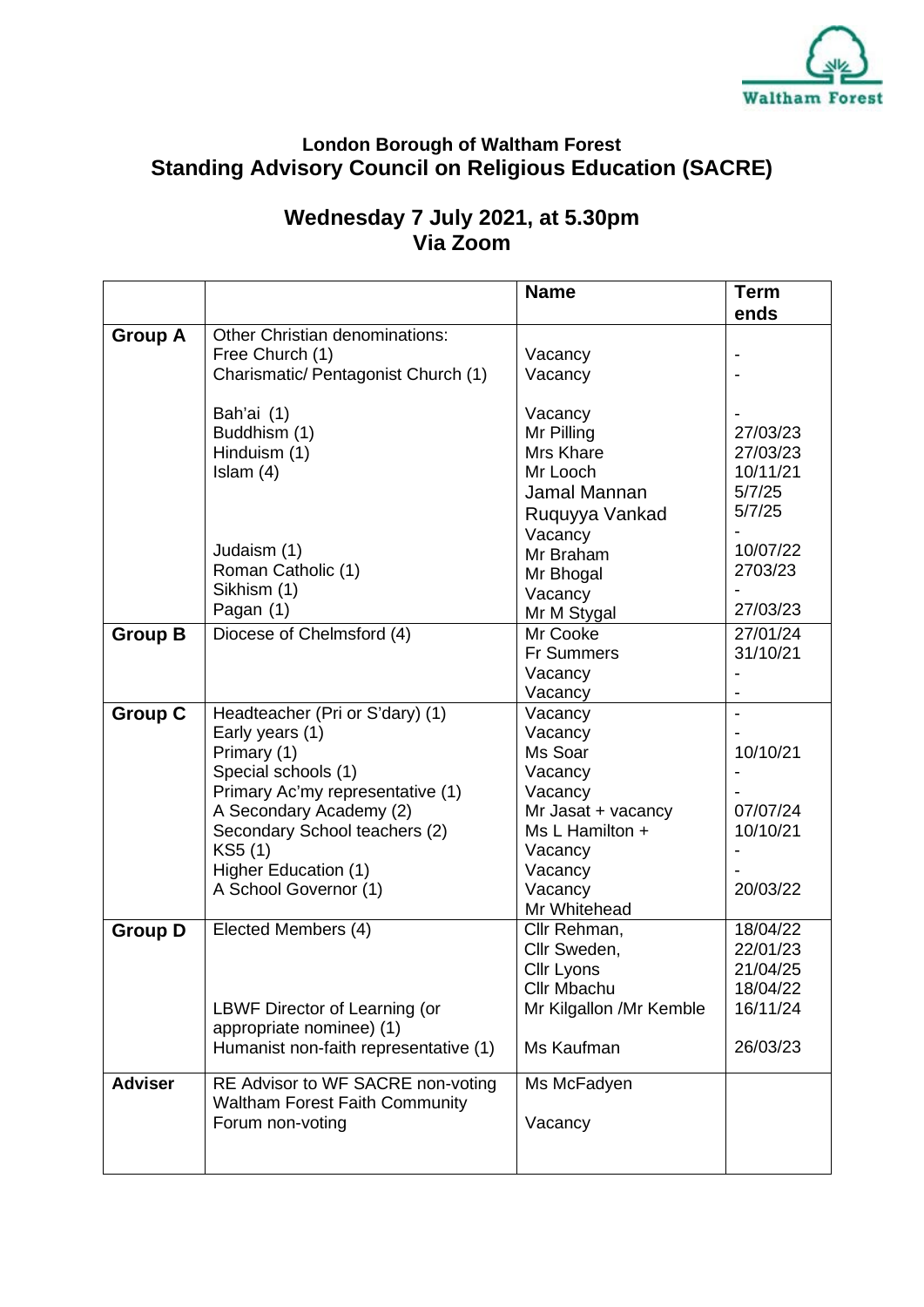Waltham Forest

**London Borough of Waltham Forest**
## Standing Advisory Council on Religious Education (SACRE)

## Wednesday 7 July 2021, at 5.30pm
## Via Zoom

| | | Name | Term ends |
|---|---|---|---|
| **Group A** | Other Christian denominations: | | |
| | Free Church (1) | Vacancy | - |
| | Charismatic/ Pentagonist Church (1) | Vacancy | - |
| | Bah'ai (1) | Vacancy | - |
| | Buddhism (1) | Mr Pilling | 27/03/23 |
| | Hinduism (1) | Mrs Khare | 27/03/23 |
| | Islam (4) | Mr Looch | 10/11/21 |
| | | Jamal Mannan | 5/7/25 |
| | | Ruquyya Vankad | 5/7/25 |
| | | Vacancy | - |
| | Judaism (1) | Mr Braham | 10/07/22 |
| | Roman Catholic (1) | Mr Bhogal | 2703/23 |
| | Sikhism (1) | Vacancy | - |
| | Pagan (1) | Mr M Stygal | 27/03/23 |
| **Group B** | Diocese of Chelmsford (4) | Mr Cooke | 27/01/24 |
| | | Fr Summers | 31/10/21 |
| | | Vacancy | - |
| | | Vacancy | - |
| **Group C** | Headteacher (Pri or S'dary) (1) | Vacancy | - |
| | Early years (1) | Vacancy | - |
| | Primary (1) | Ms Soar | 10/10/21 |
| | Special schools (1) | Vacancy | - |
| | Primary Ac'my representative (1) | Vacancy | - |
| | A Secondary Academy (2) | Mr Jasat + vacancy | 07/07/24 |
| | Secondary School teachers (2) | Ms L Hamilton + | 10/10/21 |
| | KS5 (1) | Vacancy | - |
| | Higher Education (1) | Vacancy | - |
| | A School Governor (1) | Vacancy | 20/03/22 |
| | | Mr Whitehead | |
| **Group D** | Elected Members (4) | Cllr Rehman, | 18/04/22 |
| | | Cllr Sweden, | 22/01/23 |
| | | Cllr Lyons | 21/04/25 |
| | | Cllr Mbachu | 18/04/22 |
| | LBWF Director of Learning (or appropriate nominee) (1) | Mr Kilgallon /Mr Kemble | 16/11/24 |
| | Humanist non-faith representative (1) | Ms Kaufman | 26/03/23 |
| **Adviser** | RE Advisor to WF SACRE non-voting | Ms McFadyen | |
| | Waltham Forest Faith Community Forum non-voting | Vacancy | |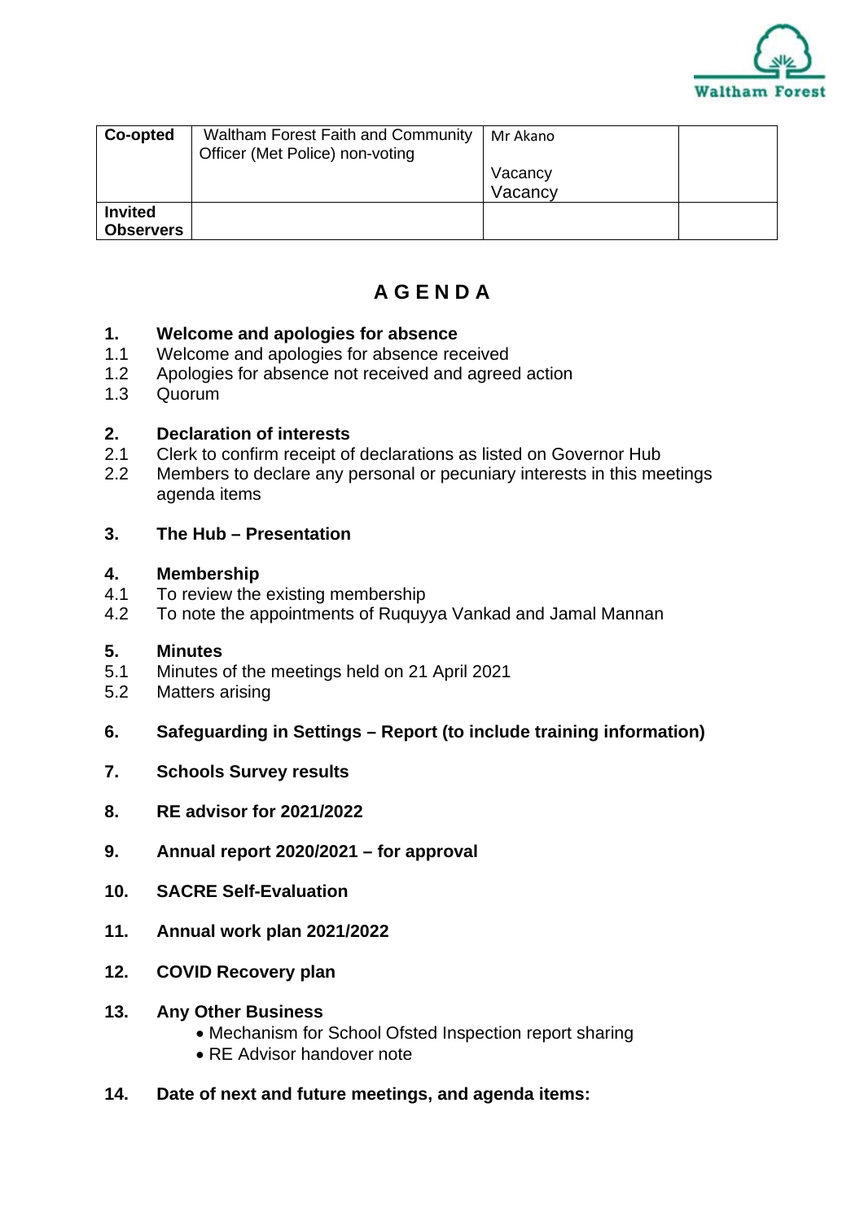| Co-opted | Waltham Forest Faith and Community Officer (Met Police) non-voting | Mr Akano<br><br>Vacancy<br>Vacancy | |
|---|---|---|---|
| Invited Observers | | | |

# A G E N D A

**1. Welcome and apologies for absence**
1.1 Welcome and apologies for absence received
1.2 Apologies for absence not received and agreed action
1.3 Quorum

**2. Declaration of interests**
2.1 Clerk to confirm receipt of declarations as listed on Governor Hub
2.2 Members to declare any personal or pecuniary interests in this meetings agenda items

**3. The Hub – Presentation**

**4. Membership**
4.1 To review the existing membership
4.2 To note the appointments of Ruquyya Vankad and Jamal Mannan

**5. Minutes**
5.1 Minutes of the meetings held on 21 April 2021
5.2 Matters arising

**6. Safeguarding in Settings – Report (to include training information)**

**7. Schools Survey results**

**8. RE advisor for 2021/2022**

**9. Annual report 2020/2021 – for approval**

**10. SACRE Self-Evaluation**

**11. Annual work plan 2021/2022**

**12. COVID Recovery plan**

**13. Any Other Business**
- Mechanism for School Ofsted Inspection report sharing
- RE Advisor handover note

**14. Date of next and future meetings, and agenda items:**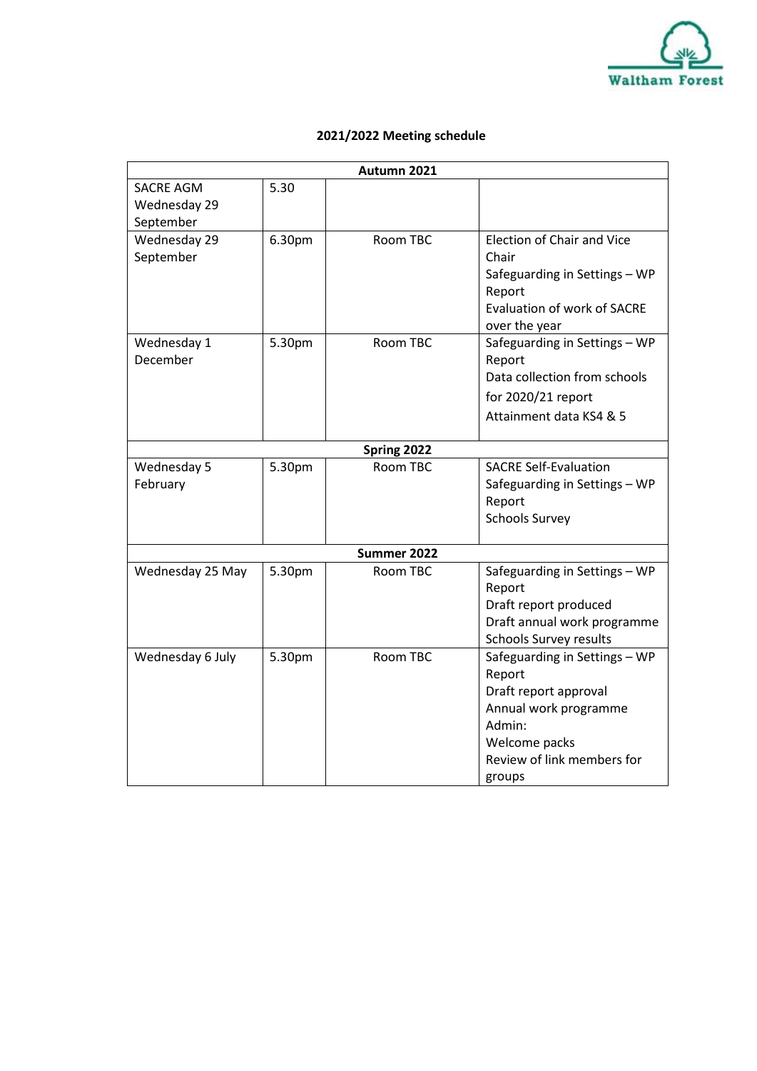Waltham Forest

## 2021/2022 Meeting schedule

| | | | |
|---|---|---|---|
| **Autumn 2021** | | | |
| SACRE AGM Wednesday 29 September | 5.30 | | |
| Wednesday 29 September | 6.30pm | Room TBC | Election of Chair and Vice Chair<br>Safeguarding in Settings – WP Report<br>Evaluation of work of SACRE over the year |
| Wednesday 1 December | 5.30pm | Room TBC | Safeguarding in Settings – WP Report<br>Data collection from schools for 2020/21 report<br>Attainment data KS4 & 5 |
| **Spring 2022** | | | |
| Wednesday 5 February | 5.30pm | Room TBC | SACRE Self-Evaluation<br>Safeguarding in Settings – WP Report<br>Schools Survey |
| **Summer 2022** | | | |
| Wednesday 25 May | 5.30pm | Room TBC | Safeguarding in Settings – WP Report<br>Draft report produced<br>Draft annual work programme<br>Schools Survey results |
| Wednesday 6 July | 5.30pm | Room TBC | Safeguarding in Settings – WP Report<br>Draft report approval<br>Annual work programme<br>Admin:<br>Welcome packs<br>Review of link members for groups |